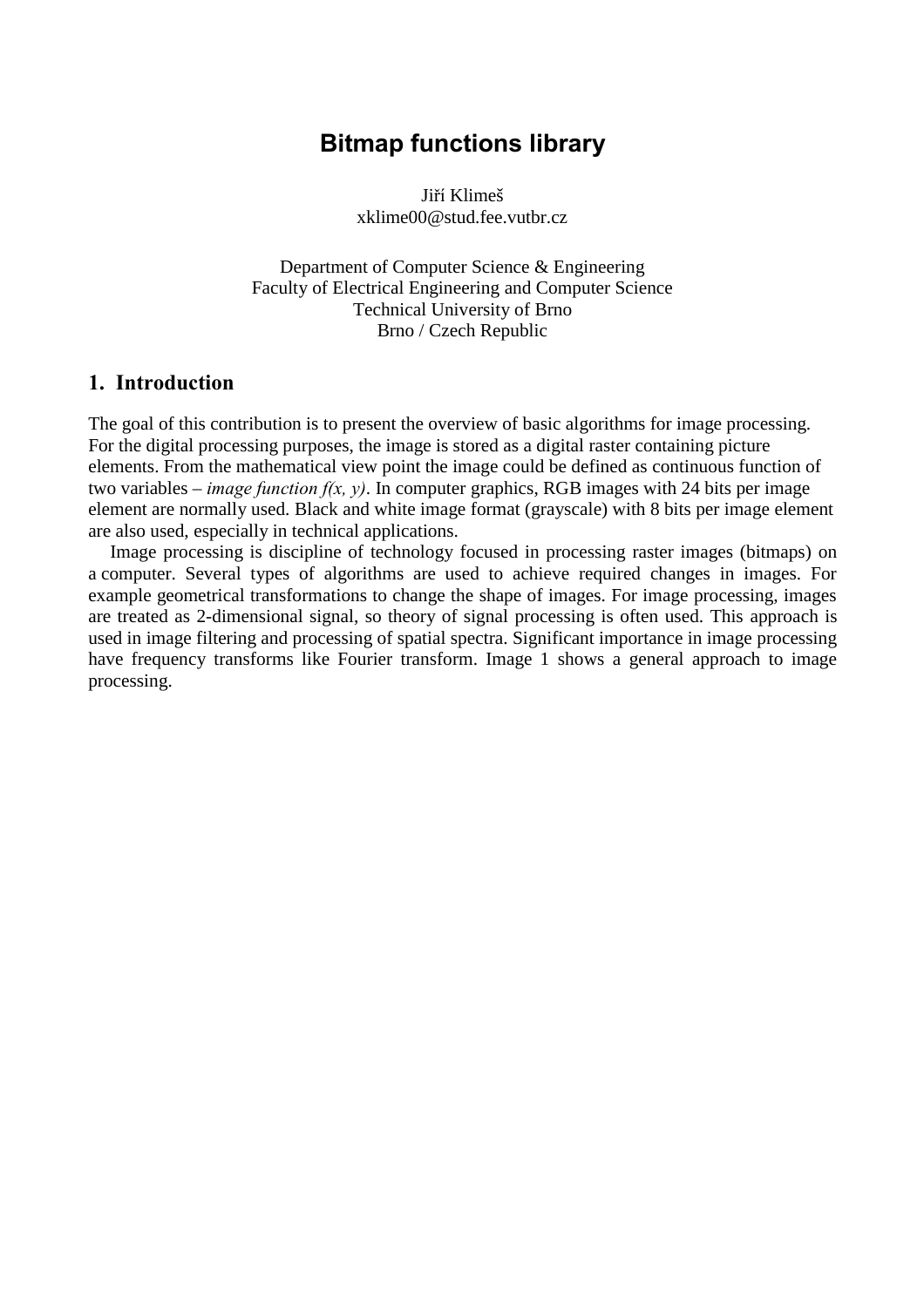# Bitmap functions library

Jiří Klimeš
xklime00@stud.fee.vutbr.cz

Department of Computer Science & Engineering
Faculty of Electrical Engineering and Computer Science
Technical University of Brno
Brno / Czech Republic

## 1. Introduction

The goal of this contribution is to present the overview of basic algorithms for image processing. For the digital processing purposes, the image is stored as a digital raster containing picture elements. From the mathematical view point the image could be defined as continuous function of two variables – *image function f(x, y)*. In computer graphics, RGB images with 24 bits per image element are normally used. Black and white image format (grayscale) with 8 bits per image element are also used, especially in technical applications.

Image processing is discipline of technology focused in processing raster images (bitmaps) on a computer. Several types of algorithms are used to achieve required changes in images. For example geometrical transformations to change the shape of images. For image processing, images are treated as 2-dimensional signal, so theory of signal processing is often used. This approach is used in image filtering and processing of spatial spectra. Significant importance in image processing have frequency transforms like Fourier transform. Image 1 shows a general approach to image processing.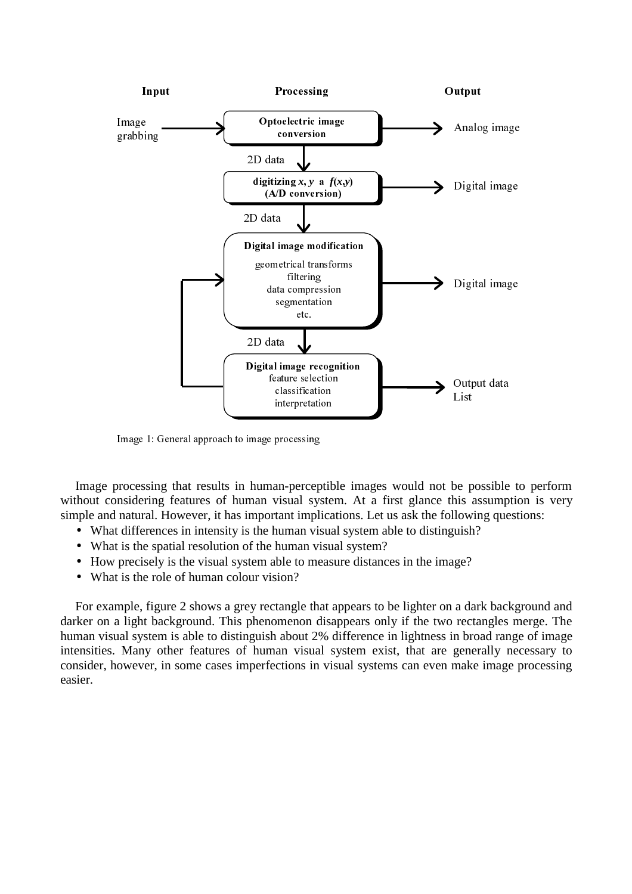| Input | Processing | Output |
|---|---|---|
| Image grabbing | **Optoelectric image conversion** | Analog image |
| | ↓ 2D data | |
| | **digitizing** ***x, y*** **a** ***f*(*x,y*)** **(A/D conversion)** | Digital image |
| | ↓ 2D data | |
| | **Digital image modification**<br>geometrical transforms<br>filtering<br>data compression<br>segmentation<br>etc. | Digital image |
| | ↓ 2D data | |
| | **Digital image recognition**<br>feature selection<br>classification<br>interpretation | Output data<br>List |

Image 1: General approach to image processing

Image processing that results in human-perceptible images would not be possible to perform without considering features of human visual system. At a first glance this assumption is very simple and natural. However, it has important implications. Let us ask the following questions:

- What differences in intensity is the human visual system able to distinguish?
- What is the spatial resolution of the human visual system?
- How precisely is the visual system able to measure distances in the image?
- What is the role of human colour vision?

For example, figure 2 shows a grey rectangle that appears to be lighter on a dark background and darker on a light background. This phenomenon disappears only if the two rectangles merge. The human visual system is able to distinguish about 2% difference in lightness in broad range of image intensities. Many other features of human visual system exist, that are generally necessary to consider, however, in some cases imperfections in visual systems can even make image processing easier.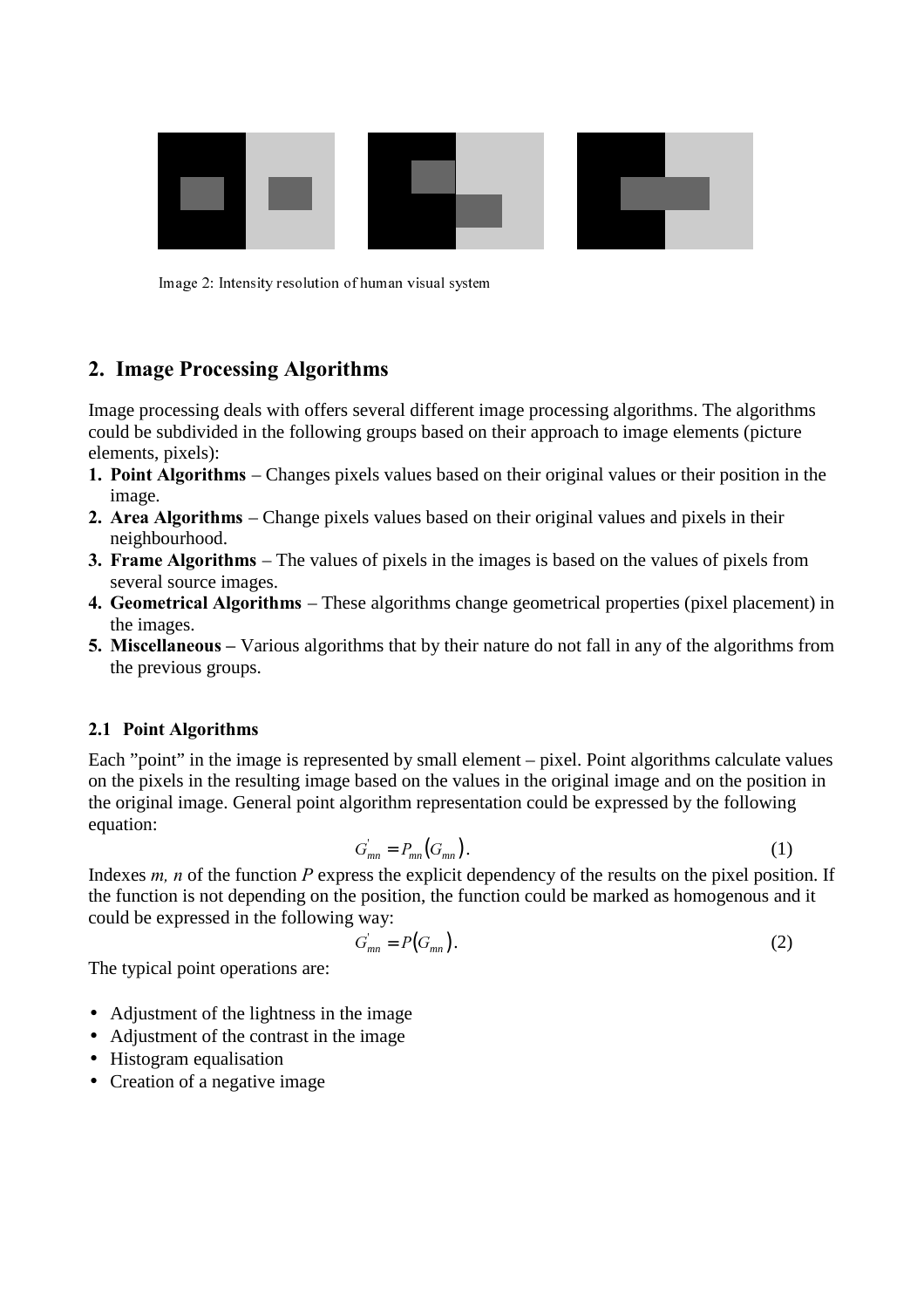Image 2: Intensity resolution of human visual system

## 2. Image Processing Algorithms

Image processing deals with offers several different image processing algorithms. The algorithms could be subdivided in the following groups based on their approach to image elements (picture elements, pixels):

1. **Point Algorithms** – Changes pixels values based on their original values or their position in the image.
2. **Area Algorithms** – Change pixels values based on their original values and pixels in their neighbourhood.
3. **Frame Algorithms** – The values of pixels in the images is based on the values of pixels from several source images.
4. **Geometrical Algorithms** – These algorithms change geometrical properties (pixel placement) in the images.
5. **Miscellaneous –** Various algorithms that by their nature do not fall in any of the algorithms from the previous groups.

### 2.1 Point Algorithms

Each "point" in the image is represented by small element – pixel. Point algorithms calculate values on the pixels in the resulting image based on the values in the original image and on the position in the original image. General point algorithm representation could be expressed by the following equation:

$$G'_{mn} = P_{mn}(G_{mn}). \tag{1}$$

Indexes *m, n* of the function *P* express the explicit dependency of the results on the pixel position. If the function is not depending on the position, the function could be marked as homogenous and it could be expressed in the following way:

$$G'_{mn} = P(G_{mn}). \tag{2}$$

The typical point operations are:

- Adjustment of the lightness in the image
- Adjustment of the contrast in the image
- Histogram equalisation
- Creation of a negative image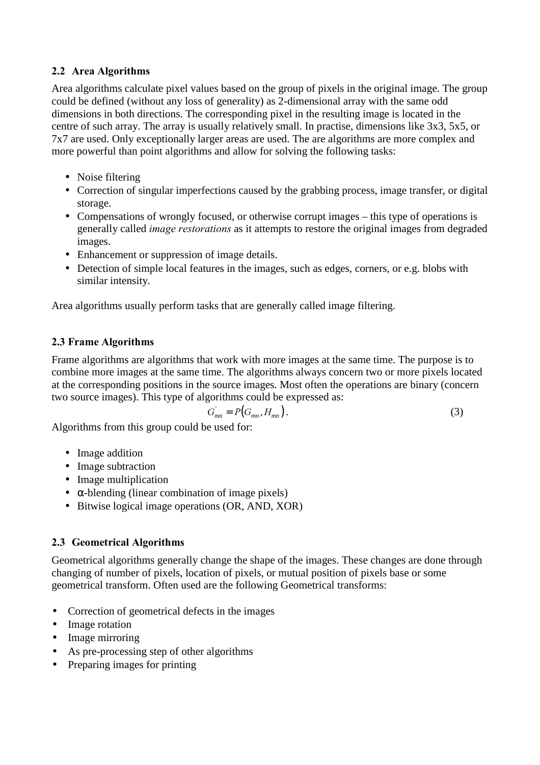### 2.2 Area Algorithms

Area algorithms calculate pixel values based on the group of pixels in the original image. The group could be defined (without any loss of generality) as 2-dimensional array with the same odd dimensions in both directions. The corresponding pixel in the resulting image is located in the centre of such array. The array is usually relatively small. In practise, dimensions like 3x3, 5x5, or 7x7 are used. Only exceptionally larger areas are used. The are algorithms are more complex and more powerful than point algorithms and allow for solving the following tasks:

- Noise filtering
- Correction of singular imperfections caused by the grabbing process, image transfer, or digital storage.
- Compensations of wrongly focused, or otherwise corrupt images – this type of operations is generally called *image restorations* as it attempts to restore the original images from degraded images.
- Enhancement or suppression of image details.
- Detection of simple local features in the images, such as edges, corners, or e.g. blobs with similar intensity.

Area algorithms usually perform tasks that are generally called image filtering.

### 2.3 Frame Algorithms

Frame algorithms are algorithms that work with more images at the same time. The purpose is to combine more images at the same time. The algorithms always concern two or more pixels located at the corresponding positions in the source images. Most often the operations are binary (concern two source images). This type of algorithms could be expressed as:

$$G'_{mn} = P(G_{mn}, H_{mn}). \qquad (3)$$

Algorithms from this group could be used for:

- Image addition
- Image subtraction
- Image multiplication
- $\alpha$-blending (linear combination of image pixels)
- Bitwise logical image operations (OR, AND, XOR)

### 2.3 Geometrical Algorithms

Geometrical algorithms generally change the shape of the images. These changes are done through changing of number of pixels, location of pixels, or mutual position of pixels base or some geometrical transform. Often used are the following Geometrical transforms:

- Correction of geometrical defects in the images
- Image rotation
- Image mirroring
- As pre-processing step of other algorithms
- Preparing images for printing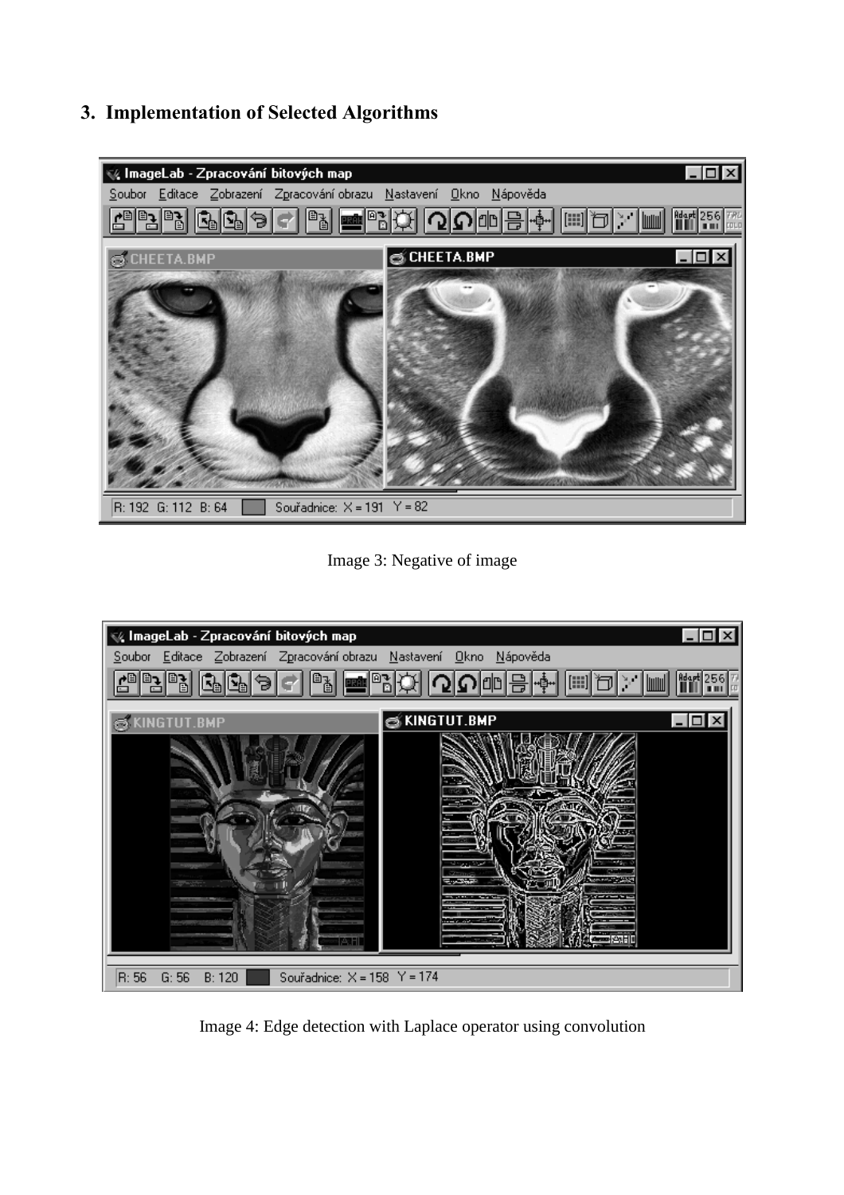## 3. Implementation of Selected Algorithms

Image 3: Negative of image

Image 4: Edge detection with Laplace operator using convolution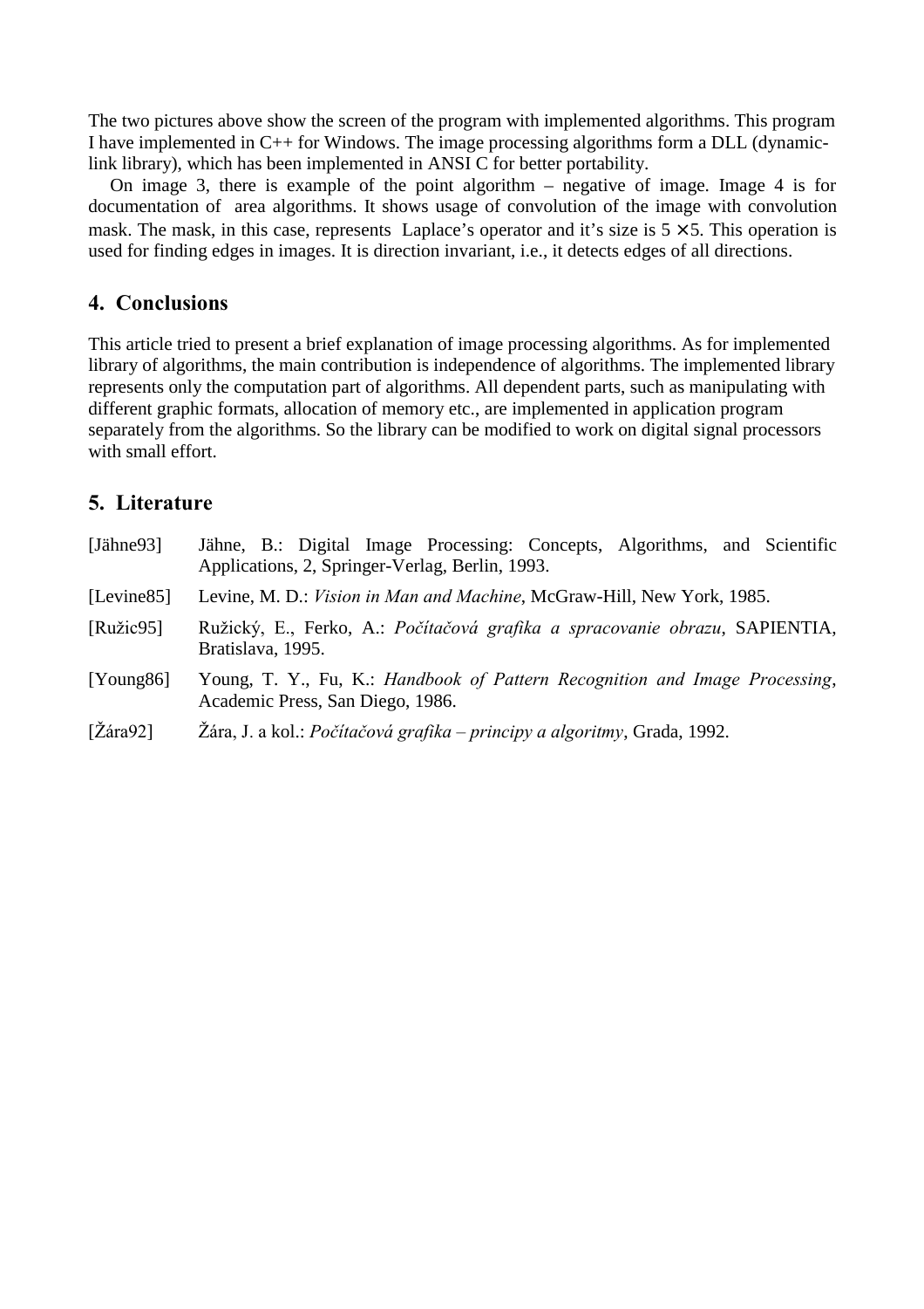The two pictures above show the screen of the program with implemented algorithms. This program I have implemented in C++ for Windows. The image processing algorithms form a DLL (dynamic-link library), which has been implemented in ANSI C for better portability.

On image 3, there is example of the point algorithm – negative of image. Image 4 is for documentation of area algorithms. It shows usage of convolution of the image with convolution mask. The mask, in this case, represents Laplace's operator and it's size is $5 \times 5$. This operation is used for finding edges in images. It is direction invariant, i.e., it detects edges of all directions.

## 4. Conclusions

This article tried to present a brief explanation of image processing algorithms. As for implemented library of algorithms, the main contribution is independence of algorithms. The implemented library represents only the computation part of algorithms. All dependent parts, such as manipulating with different graphic formats, allocation of memory etc., are implemented in application program separately from the algorithms. So the library can be modified to work on digital signal processors with small effort.

## 5. Literature

[Jähne93] Jähne, B.: Digital Image Processing: Concepts, Algorithms, and Scientific Applications, 2, Springer-Verlag, Berlin, 1993.

[Levine85] Levine, M. D.: *Vision in Man and Machine*, McGraw-Hill, New York, 1985.

[Ružic95] Ružický, E., Ferko, A.: *Počítačová grafika a spracovanie obrazu*, SAPIENTIA, Bratislava, 1995.

[Young86] Young, T. Y., Fu, K.: *Handbook of Pattern Recognition and Image Processing*, Academic Press, San Diego, 1986.

[Žára92] Žára, J. a kol.: *Počítačová grafika – principy a algoritmy*, Grada, 1992.